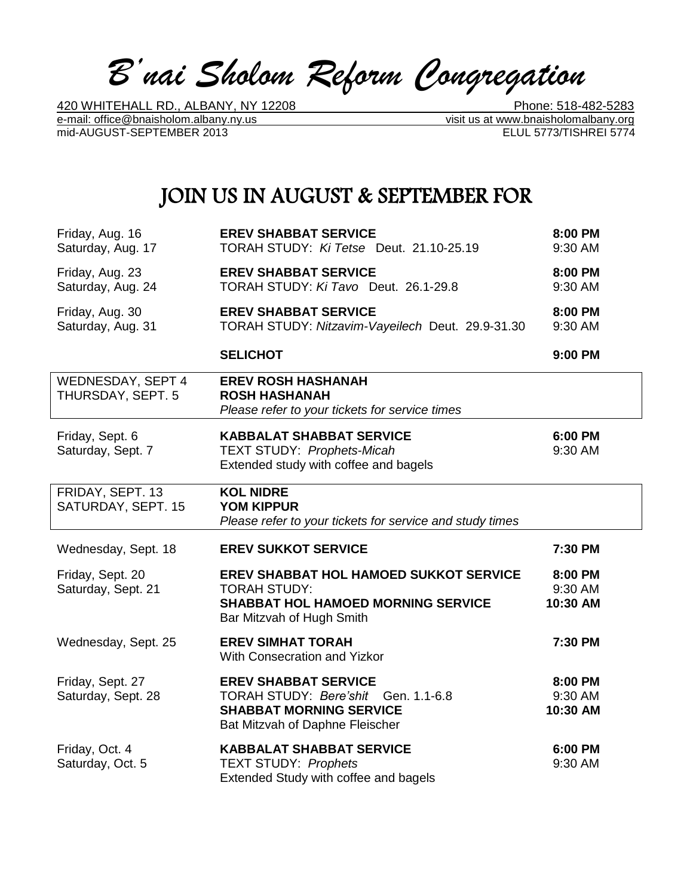# *B'nai Sholom Reform Congregation*

420 WHITEHALL RD., ALBANY, NY 12208 Phone: 518-482-5283
e-mail: office@bnaisholom.albany.ny.us visit us at www.bnaisholomalbany.org
mid-AUGUST-SEPTEMBER 2013 ELUL 5773/TISHREI 5774

## JOIN US IN AUGUST & SEPTEMBER FOR

| Date | Event | Time |
|---|---|---|
| Friday, Aug. 16 | **EREV SHABBAT SERVICE** | **8:00 PM** |
| Saturday, Aug. 17 | TORAH STUDY: *Ki Tetse* Deut. 21.10-25.19 | 9:30 AM |
| Friday, Aug. 23 | **EREV SHABBAT SERVICE** | **8:00 PM** |
| Saturday, Aug. 24 | TORAH STUDY: *Ki Tavo* Deut. 26.1-29.8 | 9:30 AM |
| Friday, Aug. 30 | **EREV SHABBAT SERVICE** | **8:00 PM** |
| Saturday, Aug. 31 | TORAH STUDY: *Nitzavim-Vayeilech* Deut. 29.9-31.30 | 9:30 AM |
| | **SELICHOT** | **9:00 PM** |
| WEDNESDAY, SEPT 4 | **EREV ROSH HASHANAH** | |
| THURSDAY, SEPT. 5 | **ROSH HASHANAH**<br>*Please refer to your tickets for service times* | |
| Friday, Sept. 6 | **KABBALAT SHABBAT SERVICE** | **6:00 PM** |
| Saturday, Sept. 7 | TEXT STUDY: *Prophets-Micah*<br>Extended study with coffee and bagels | 9:30 AM |
| FRIDAY, SEPT. 13 | **KOL NIDRE** | |
| SATURDAY, SEPT. 15 | **YOM KIPPUR**<br>*Please refer to your tickets for service and study times* | |
| Wednesday, Sept. 18 | **EREV SUKKOT SERVICE** | **7:30 PM** |
| Friday, Sept. 20 | **EREV SHABBAT HOL HAMOED SUKKOT SERVICE** | **8:00 PM** |
| Saturday, Sept. 21 | TORAH STUDY: | 9:30 AM |
| | **SHABBAT HOL HAMOED MORNING SERVICE**<br>Bar Mitzvah of Hugh Smith | **10:30 AM** |
| Wednesday, Sept. 25 | **EREV SIMHAT TORAH**<br>With Consecration and Yizkor | **7:30 PM** |
| Friday, Sept. 27 | **EREV SHABBAT SERVICE** | **8:00 PM** |
| Saturday, Sept. 28 | TORAH STUDY: *Bere'shit* Gen. 1.1-6.8 | 9:30 AM |
| | **SHABBAT MORNING SERVICE**<br>Bat Mitzvah of Daphne Fleischer | **10:30 AM** |
| Friday, Oct. 4 | **KABBALAT SHABBAT SERVICE** | **6:00 PM** |
| Saturday, Oct. 5 | TEXT STUDY: *Prophets*<br>Extended Study with coffee and bagels | 9:30 AM |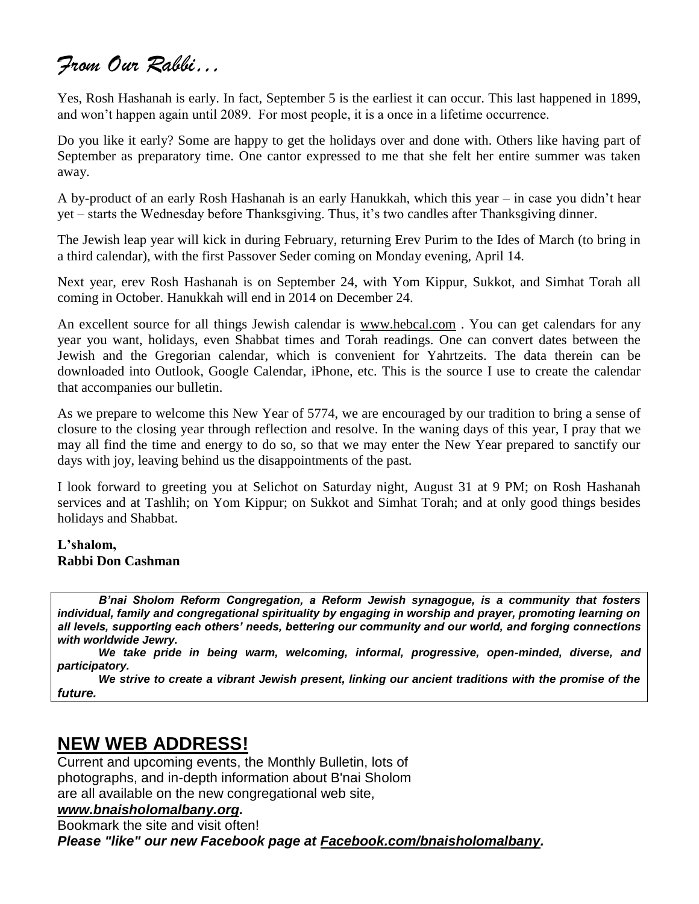# *From Our Rabbi…*

Yes, Rosh Hashanah is early. In fact, September 5 is the earliest it can occur. This last happened in 1899, and won't happen again until 2089. For most people, it is a once in a lifetime occurrence.

Do you like it early? Some are happy to get the holidays over and done with. Others like having part of September as preparatory time. One cantor expressed to me that she felt her entire summer was taken away.

A by-product of an early Rosh Hashanah is an early Hanukkah, which this year – in case you didn't hear yet – starts the Wednesday before Thanksgiving. Thus, it's two candles after Thanksgiving dinner.

The Jewish leap year will kick in during February, returning Erev Purim to the Ides of March (to bring in a third calendar), with the first Passover Seder coming on Monday evening, April 14.

Next year, erev Rosh Hashanah is on September 24, with Yom Kippur, Sukkot, and Simhat Torah all coming in October. Hanukkah will end in 2014 on December 24.

An excellent source for all things Jewish calendar is www.hebcal.com . You can get calendars for any year you want, holidays, even Shabbat times and Torah readings. One can convert dates between the Jewish and the Gregorian calendar, which is convenient for Yahrtzeits. The data therein can be downloaded into Outlook, Google Calendar, iPhone, etc. This is the source I use to create the calendar that accompanies our bulletin.

As we prepare to welcome this New Year of 5774, we are encouraged by our tradition to bring a sense of closure to the closing year through reflection and resolve. In the waning days of this year, I pray that we may all find the time and energy to do so, so that we may enter the New Year prepared to sanctify our days with joy, leaving behind us the disappointments of the past.

I look forward to greeting you at Selichot on Saturday night, August 31 at 9 PM; on Rosh Hashanah services and at Tashlih; on Yom Kippur; on Sukkot and Simhat Torah; and at only good things besides holidays and Shabbat.

**L'shalom,**
**Rabbi Don Cashman**

***B'nai Sholom Reform Congregation, a Reform Jewish synagogue, is a community that fosters individual, family and congregational spirituality by engaging in worship and prayer, promoting learning on all levels, supporting each others' needs, bettering our community and our world, and forging connections with worldwide Jewry.***

***We take pride in being warm, welcoming, informal, progressive, open-minded, diverse, and participatory.***

***We strive to create a vibrant Jewish present, linking our ancient traditions with the promise of the future.***

## **NEW WEB ADDRESS!**

Current and upcoming events, the Monthly Bulletin, lots of photographs, and in-depth information about B'nai Sholom are all available on the new congregational web site, ***www.bnaisholomalbany.org.***

Bookmark the site and visit often!

***Please "like" our new Facebook page at Facebook.com/bnaisholomalbany.***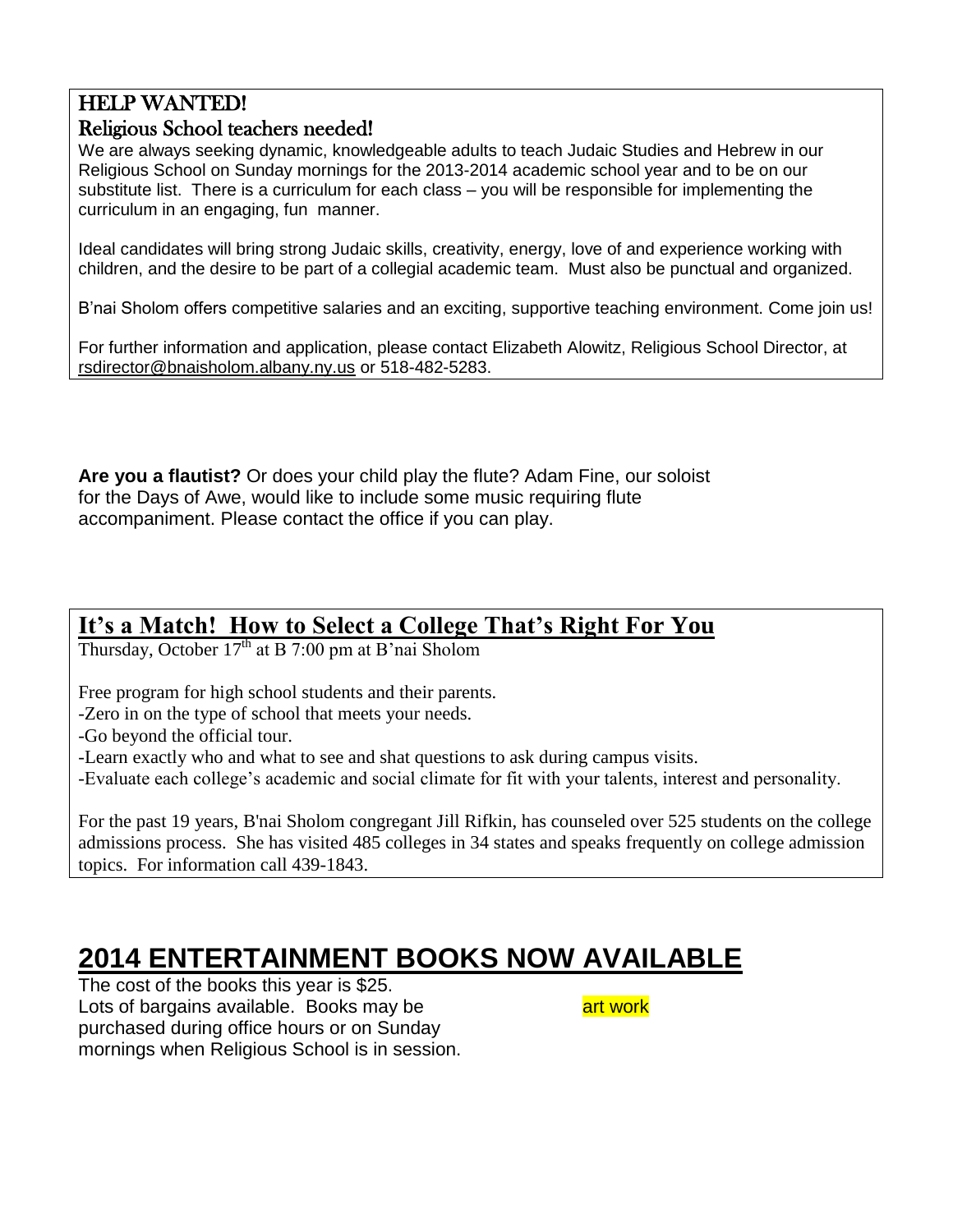## HELP WANTED!

### Religious School teachers needed!

We are always seeking dynamic, knowledgeable adults to teach Judaic Studies and Hebrew in our Religious School on Sunday mornings for the 2013-2014 academic school year and to be on our substitute list. There is a curriculum for each class – you will be responsible for implementing the curriculum in an engaging, fun manner.

Ideal candidates will bring strong Judaic skills, creativity, energy, love of and experience working with children, and the desire to be part of a collegial academic team. Must also be punctual and organized.

B'nai Sholom offers competitive salaries and an exciting, supportive teaching environment. Come join us!

For further information and application, please contact Elizabeth Alowitz, Religious School Director, at rsdirector@bnaisholom.albany.ny.us or 518-482-5283.

**Are you a flautist?** Or does your child play the flute? Adam Fine, our soloist for the Days of Awe, would like to include some music requiring flute accompaniment. Please contact the office if you can play.

## It's a Match! How to Select a College That's Right For You

Thursday, October 17th at B 7:00 pm at B'nai Sholom

Free program for high school students and their parents.

-Zero in on the type of school that meets your needs.

-Go beyond the official tour.

-Learn exactly who and what to see and shat questions to ask during campus visits.

-Evaluate each college's academic and social climate for fit with your talents, interest and personality.

For the past 19 years, B'nai Sholom congregant Jill Rifkin, has counseled over 525 students on the college admissions process. She has visited 485 colleges in 34 states and speaks frequently on college admission topics. For information call 439-1843.

# 2014 ENTERTAINMENT BOOKS NOW AVAILABLE

The cost of the books this year is $25.
Lots of bargains available. Books may be purchased during office hours or on Sunday mornings when Religious School is in session.

art work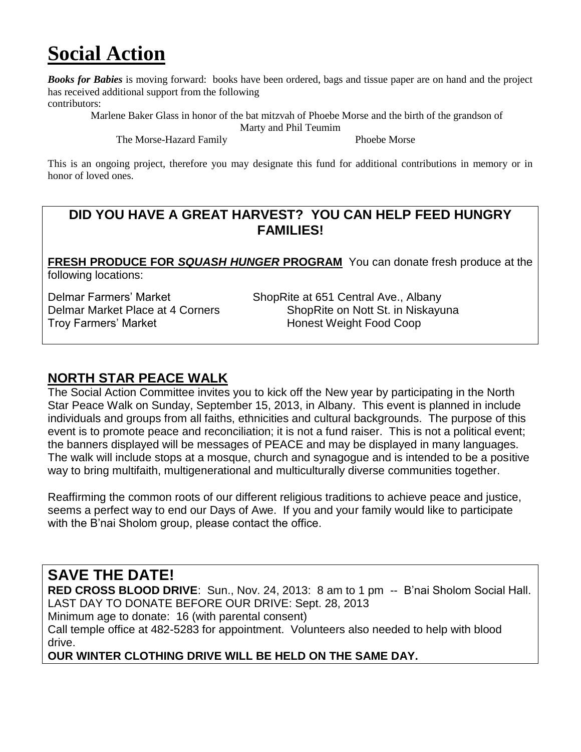# Social Action

***Books for Babies*** is moving forward: books have been ordered, bags and tissue paper are on hand and the project has received additional support from the following contributors:

Marlene Baker Glass in honor of the bat mitzvah of Phoebe Morse and the birth of the grandson of Marty and Phil Teumim

The Morse-Hazard Family

Phoebe Morse

This is an ongoing project, therefore you may designate this fund for additional contributions in memory or in honor of loved ones.

## DID YOU HAVE A GREAT HARVEST? YOU CAN HELP FEED HUNGRY FAMILIES!

**FRESH PRODUCE FOR *SQUASH HUNGER* PROGRAM** You can donate fresh produce at the following locations:

- Delmar Farmers' Market
- Delmar Market Place at 4 Corners
- Troy Farmers' Market
- ShopRite at 651 Central Ave., Albany
- ShopRite on Nott St. in Niskayuna
- Honest Weight Food Coop

## NORTH STAR PEACE WALK

The Social Action Committee invites you to kick off the New year by participating in the North Star Peace Walk on Sunday, September 15, 2013, in Albany. This event is planned in include individuals and groups from all faiths, ethnicities and cultural backgrounds. The purpose of this event is to promote peace and reconciliation; it is not a fund raiser. This is not a political event; the banners displayed will be messages of PEACE and may be displayed in many languages. The walk will include stops at a mosque, church and synagogue and is intended to be a positive way to bring multifaith, multigenerational and multiculturally diverse communities together.

Reaffirming the common roots of our different religious traditions to achieve peace and justice, seems a perfect way to end our Days of Awe. If you and your family would like to participate with the B'nai Sholom group, please contact the office.

## SAVE THE DATE!

**RED CROSS BLOOD DRIVE**: Sun., Nov. 24, 2013: 8 am to 1 pm -- B'nai Sholom Social Hall.
LAST DAY TO DONATE BEFORE OUR DRIVE: Sept. 28, 2013
Minimum age to donate: 16 (with parental consent)
Call temple office at 482-5283 for appointment. Volunteers also needed to help with blood drive.

**OUR WINTER CLOTHING DRIVE WILL BE HELD ON THE SAME DAY.**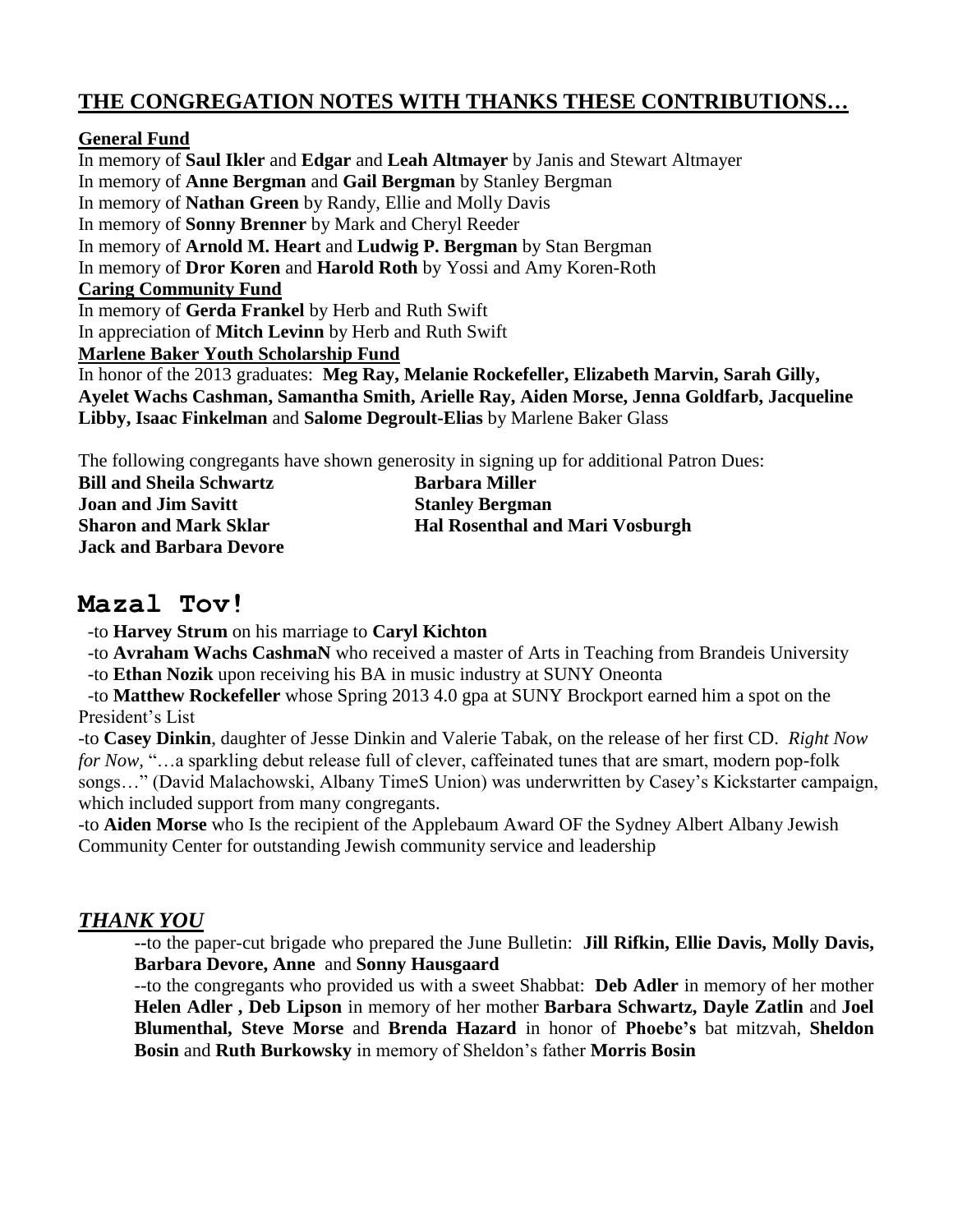## THE CONGREGATION NOTES WITH THANKS THESE CONTRIBUTIONS…

**General Fund**

In memory of **Saul Ikler** and **Edgar** and **Leah Altmayer** by Janis and Stewart Altmayer
In memory of **Anne Bergman** and **Gail Bergman** by Stanley Bergman
In memory of **Nathan Green** by Randy, Ellie and Molly Davis
In memory of **Sonny Brenner** by Mark and Cheryl Reeder
In memory of **Arnold M. Heart** and **Ludwig P. Bergman** by Stan Bergman
In memory of **Dror Koren** and **Harold Roth** by Yossi and Amy Koren-Roth

**Caring Community Fund**

In memory of **Gerda Frankel** by Herb and Ruth Swift
In appreciation of **Mitch Levinn** by Herb and Ruth Swift

**Marlene Baker Youth Scholarship Fund**

In honor of the 2013 graduates: **Meg Ray, Melanie Rockefeller, Elizabeth Marvin, Sarah Gilly, Ayelet Wachs Cashman, Samantha Smith, Arielle Ray, Aiden Morse, Jenna Goldfarb, Jacqueline Libby, Isaac Finkelman** and **Salome Degroult-Elias** by Marlene Baker Glass

The following congregants have shown generosity in signing up for additional Patron Dues:

**Bill and Sheila Schwartz**
**Joan and Jim Savitt**
**Sharon and Mark Sklar**
**Jack and Barbara Devore**
**Barbara Miller**
**Stanley Bergman**
**Hal Rosenthal and Mari Vosburgh**

# Mazal Tov!

-to **Harvey Strum** on his marriage to **Caryl Kichton**
-to **Avraham Wachs CashmaN** who received a master of Arts in Teaching from Brandeis University
-to **Ethan Nozik** upon receiving his BA in music industry at SUNY Oneonta
-to **Matthew Rockefeller** whose Spring 2013 4.0 gpa at SUNY Brockport earned him a spot on the President's List
-to **Casey Dinkin**, daughter of Jesse Dinkin and Valerie Tabak, on the release of her first CD. *Right Now for Now,* "…a sparkling debut release full of clever, caffeinated tunes that are smart, modern pop-folk songs…" (David Malachowski, Albany TimeS Union) was underwritten by Casey's Kickstarter campaign, which included support from many congregants.
-to **Aiden Morse** who Is the recipient of the Applebaum Award OF the Sydney Albert Albany Jewish Community Center for outstanding Jewish community service and leadership

## *THANK YOU*

--to the paper-cut brigade who prepared the June Bulletin: **Jill Rifkin, Ellie Davis, Molly Davis, Barbara Devore, Anne** and **Sonny Hausgaard**

--to the congregants who provided us with a sweet Shabbat: **Deb Adler** in memory of her mother **Helen Adler , Deb Lipson** in memory of her mother **Barbara Schwartz, Dayle Zatlin** and **Joel Blumenthal, Steve Morse** and **Brenda Hazard** in honor of **Phoebe's** bat mitzvah, **Sheldon Bosin** and **Ruth Burkowsky** in memory of Sheldon's father **Morris Bosin**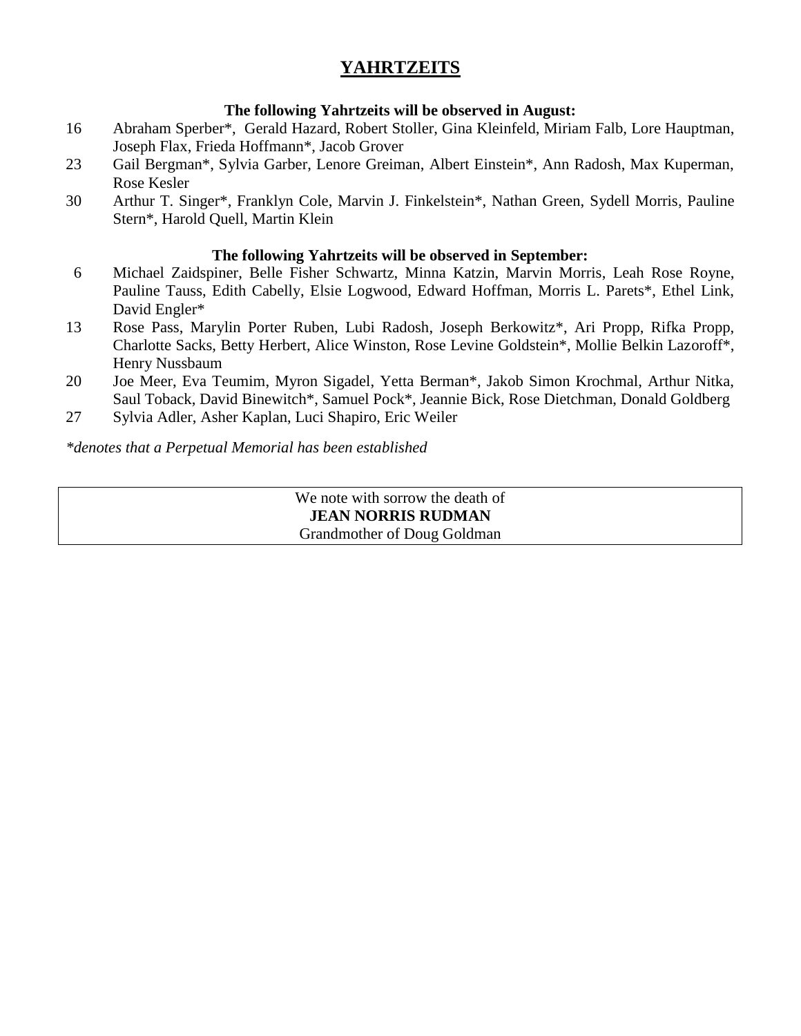# YAHRTZEITS

**The following Yahrtzeits will be observed in August:**

16 Abraham Sperber*, Gerald Hazard, Robert Stoller, Gina Kleinfeld, Miriam Falb, Lore Hauptman, Joseph Flax, Frieda Hoffmann*, Jacob Grover

23 Gail Bergman*, Sylvia Garber, Lenore Greiman, Albert Einstein*, Ann Radosh, Max Kuperman, Rose Kesler

30 Arthur T. Singer*, Franklyn Cole, Marvin J. Finkelstein*, Nathan Green, Sydell Morris, Pauline Stern*, Harold Quell, Martin Klein

**The following Yahrtzeits will be observed in September:**

6 Michael Zaidspiner, Belle Fisher Schwartz, Minna Katzin, Marvin Morris, Leah Rose Royne, Pauline Tauss, Edith Cabelly, Elsie Logwood, Edward Hoffman, Morris L. Parets*, Ethel Link, David Engler*

13 Rose Pass, Marylin Porter Ruben, Lubi Radosh, Joseph Berkowitz*, Ari Propp, Rifka Propp, Charlotte Sacks, Betty Herbert, Alice Winston, Rose Levine Goldstein*, Mollie Belkin Lazoroff*, Henry Nussbaum

20 Joe Meer, Eva Teumim, Myron Sigadel, Yetta Berman*, Jakob Simon Krochmal, Arthur Nitka, Saul Toback, David Binewitch*, Samuel Pock*, Jeannie Bick, Rose Dietchman, Donald Goldberg

27 Sylvia Adler, Asher Kaplan, Luci Shapiro, Eric Weiler

*\*denotes that a Perpetual Memorial has been established*

We note with sorrow the death of
**JEAN NORRIS RUDMAN**
Grandmother of Doug Goldman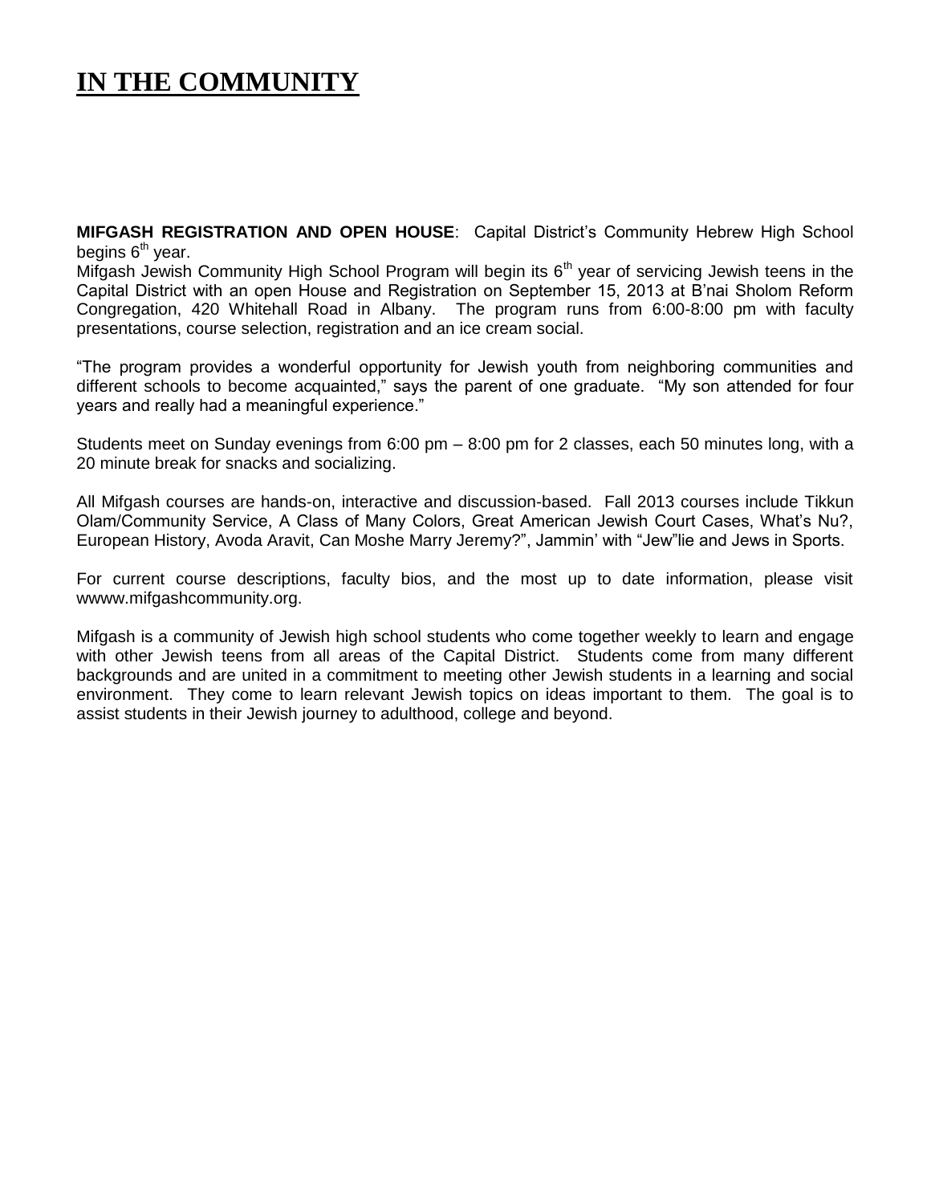# IN THE COMMUNITY

**MIFGASH REGISTRATION AND OPEN HOUSE**: Capital District's Community Hebrew High School begins 6th year.

Mifgash Jewish Community High School Program will begin its 6th year of servicing Jewish teens in the Capital District with an open House and Registration on September 15, 2013 at B'nai Sholom Reform Congregation, 420 Whitehall Road in Albany. The program runs from 6:00-8:00 pm with faculty presentations, course selection, registration and an ice cream social.

"The program provides a wonderful opportunity for Jewish youth from neighboring communities and different schools to become acquainted," says the parent of one graduate. "My son attended for four years and really had a meaningful experience."

Students meet on Sunday evenings from 6:00 pm – 8:00 pm for 2 classes, each 50 minutes long, with a 20 minute break for snacks and socializing.

All Mifgash courses are hands-on, interactive and discussion-based. Fall 2013 courses include Tikkun Olam/Community Service, A Class of Many Colors, Great American Jewish Court Cases, What's Nu?, European History, Avoda Aravit, Can Moshe Marry Jeremy?", Jammin' with "Jew"lie and Jews in Sports.

For current course descriptions, faculty bios, and the most up to date information, please visit wwww.mifgashcommunity.org.

Mifgash is a community of Jewish high school students who come together weekly to learn and engage with other Jewish teens from all areas of the Capital District. Students come from many different backgrounds and are united in a commitment to meeting other Jewish students in a learning and social environment. They come to learn relevant Jewish topics on ideas important to them. The goal is to assist students in their Jewish journey to adulthood, college and beyond.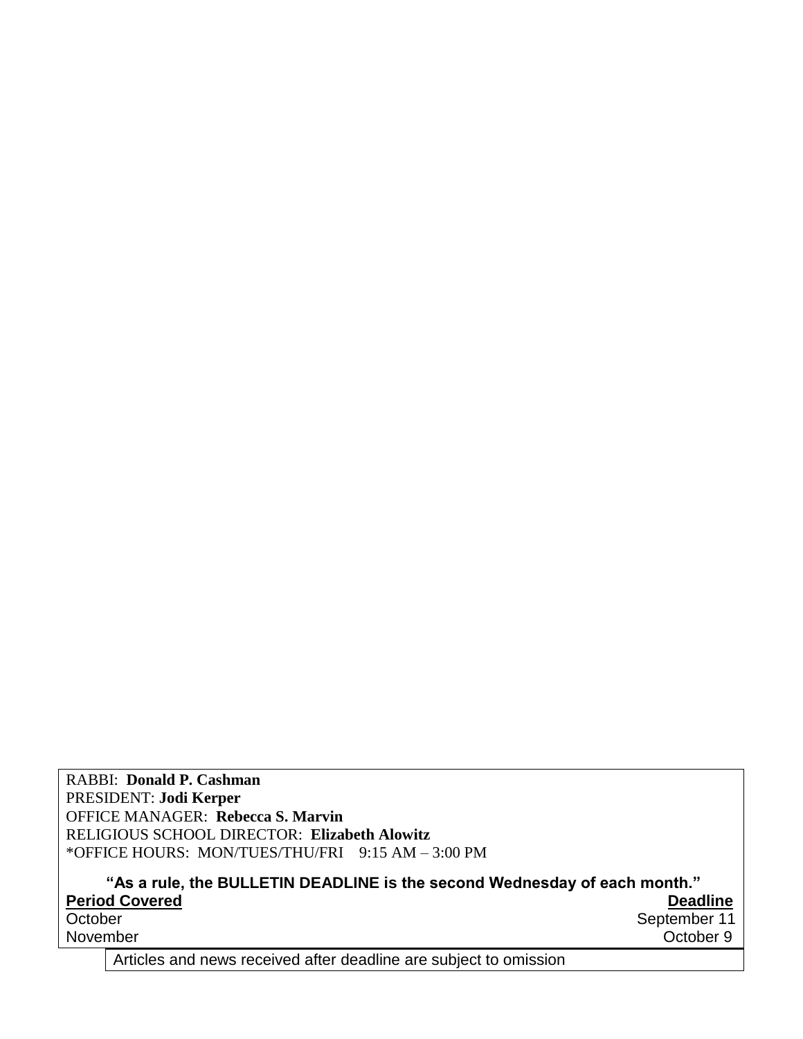RABBI: **Donald P. Cashman**
PRESIDENT: **Jodi Kerper**
OFFICE MANAGER: **Rebecca S. Marvin**
RELIGIOUS SCHOOL DIRECTOR: **Elizabeth Alowitz**
*OFFICE HOURS: MON/TUES/THU/FRI 9:15 AM – 3:00 PM

**"As a rule, the BULLETIN DEADLINE is the second Wednesday of each month."**

| Period Covered | Deadline |
|---|---|
| October | September 11 |
| November | October 9 |

Articles and news received after deadline are subject to omission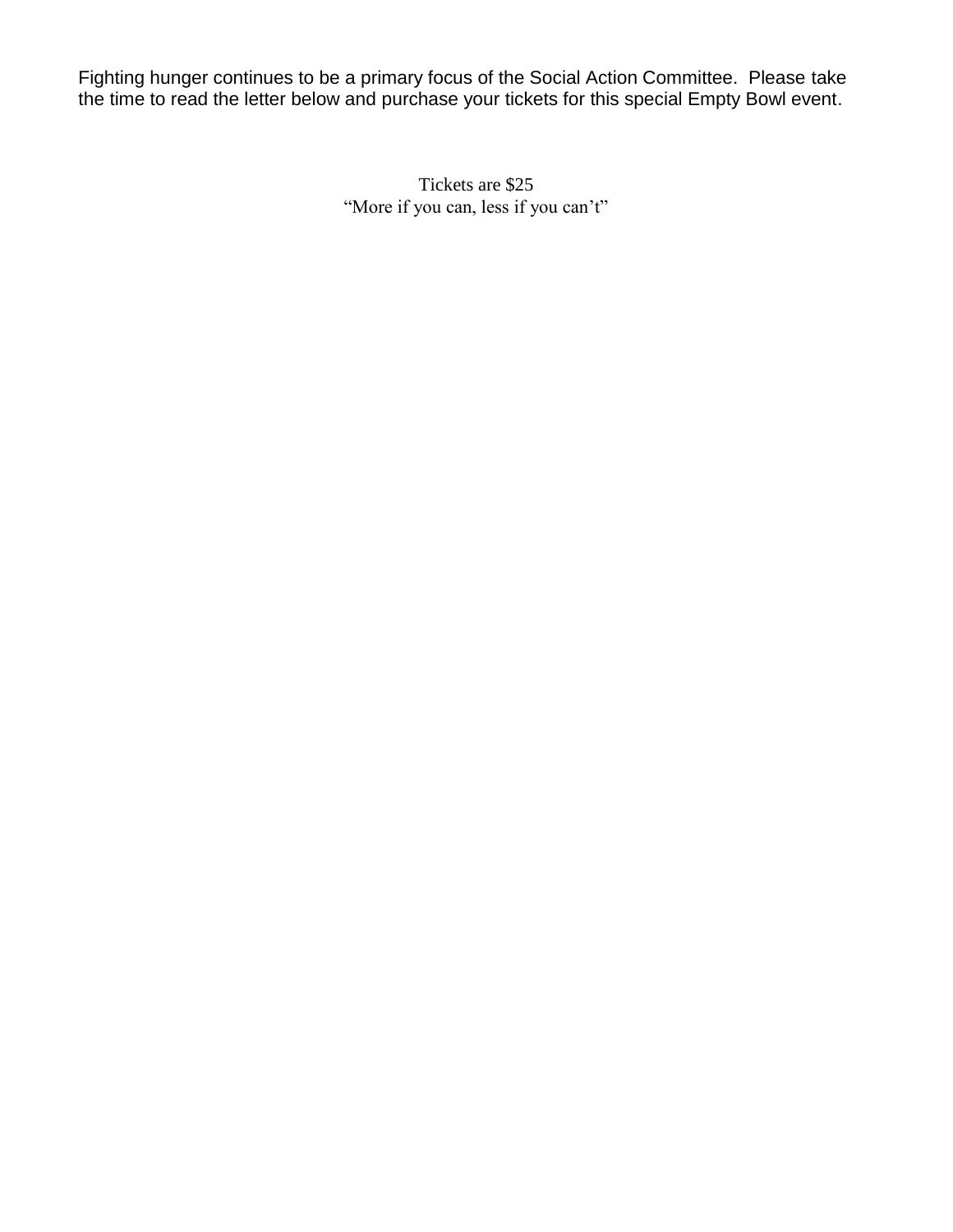Fighting hunger continues to be a primary focus of the Social Action Committee. Please take the time to read the letter below and purchase your tickets for this special Empty Bowl event.

Tickets are $25
"More if you can, less if you can't"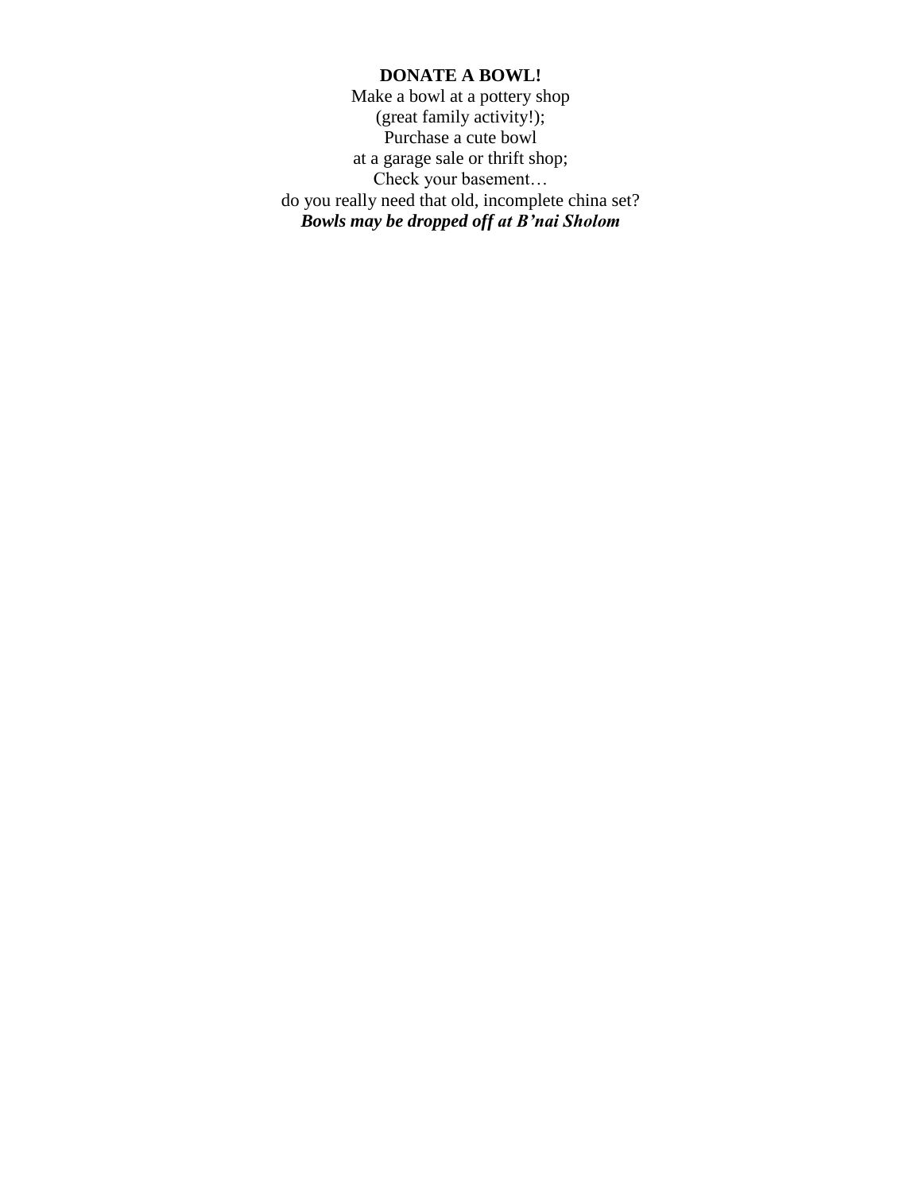**DONATE A BOWL!**

Make a bowl at a pottery shop
(great family activity!);
Purchase a cute bowl
at a garage sale or thrift shop;
Check your basement…
do you really need that old, incomplete china set?
***Bowls may be dropped off at B'nai Sholom***